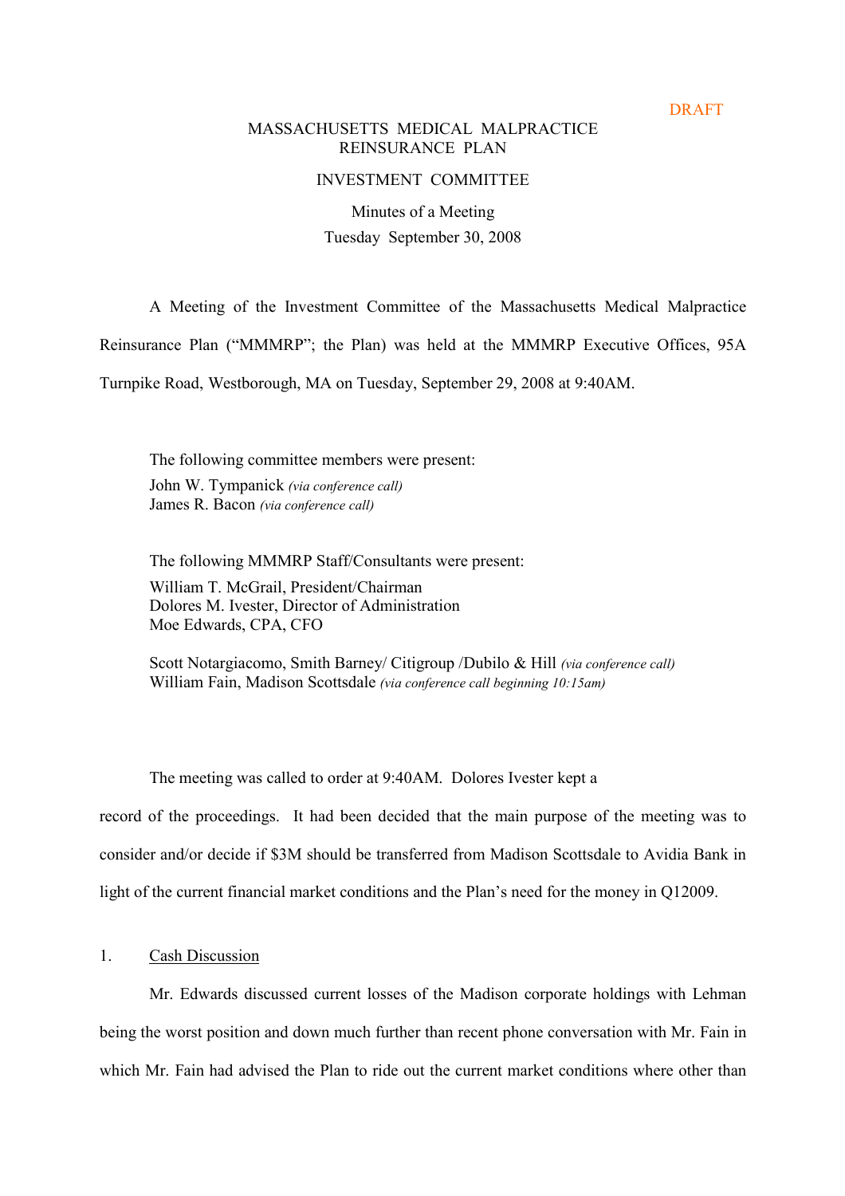DRAFT

MASSACHUSETTS MEDICAL MALPRACTICE
REINSURANCE PLAN

INVESTMENT COMMITTEE

Minutes of a Meeting
Tuesday September 30, 2008

A Meeting of the Investment Committee of the Massachusetts Medical Malpractice Reinsurance Plan ("MMMRP"; the Plan) was held at the MMMRP Executive Offices, 95A Turnpike Road, Westborough, MA on Tuesday, September 29, 2008 at 9:40AM.

The following committee members were present:
John W. Tympanick *(via conference call)*
James R. Bacon *(via conference call)*

The following MMMRP Staff/Consultants were present:
William T. McGrail, President/Chairman
Dolores M. Ivester, Director of Administration
Moe Edwards, CPA, CFO

Scott Notargiacomo, Smith Barney/ Citigroup /Dubilo & Hill *(via conference call)*
William Fain, Madison Scottsdale *(via conference call beginning 10:15am)*

The meeting was called to order at 9:40AM. Dolores Ivester kept a record of the proceedings. It had been decided that the main purpose of the meeting was to consider and/or decide if $3M should be transferred from Madison Scottsdale to Avidia Bank in light of the current financial market conditions and the Plan's need for the money in Q12009.

1. <u>Cash Discussion</u>

Mr. Edwards discussed current losses of the Madison corporate holdings with Lehman being the worst position and down much further than recent phone conversation with Mr. Fain in which Mr. Fain had advised the Plan to ride out the current market conditions where other than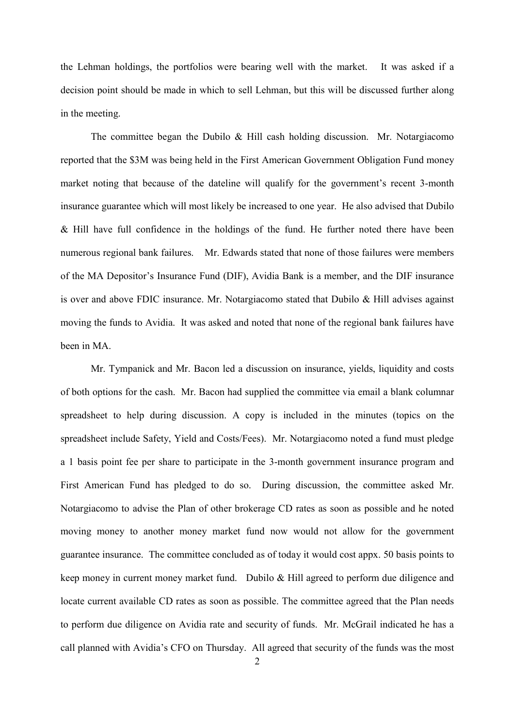the Lehman holdings, the portfolios were bearing well with the market. It was asked if a decision point should be made in which to sell Lehman, but this will be discussed further along in the meeting.

The committee began the Dubilo & Hill cash holding discussion. Mr. Notargiacomo reported that the $3M was being held in the First American Government Obligation Fund money market noting that because of the dateline will qualify for the government's recent 3-month insurance guarantee which will most likely be increased to one year. He also advised that Dubilo & Hill have full confidence in the holdings of the fund. He further noted there have been numerous regional bank failures. Mr. Edwards stated that none of those failures were members of the MA Depositor's Insurance Fund (DIF), Avidia Bank is a member, and the DIF insurance is over and above FDIC insurance. Mr. Notargiacomo stated that Dubilo & Hill advises against moving the funds to Avidia. It was asked and noted that none of the regional bank failures have been in MA.

Mr. Tympanick and Mr. Bacon led a discussion on insurance, yields, liquidity and costs of both options for the cash. Mr. Bacon had supplied the committee via email a blank columnar spreadsheet to help during discussion. A copy is included in the minutes (topics on the spreadsheet include Safety, Yield and Costs/Fees). Mr. Notargiacomo noted a fund must pledge a 1 basis point fee per share to participate in the 3-month government insurance program and First American Fund has pledged to do so. During discussion, the committee asked Mr. Notargiacomo to advise the Plan of other brokerage CD rates as soon as possible and he noted moving money to another money market fund now would not allow for the government guarantee insurance. The committee concluded as of today it would cost appx. 50 basis points to keep money in current money market fund. Dubilo & Hill agreed to perform due diligence and locate current available CD rates as soon as possible. The committee agreed that the Plan needs to perform due diligence on Avidia rate and security of funds. Mr. McGrail indicated he has a call planned with Avidia's CFO on Thursday. All agreed that security of the funds was the most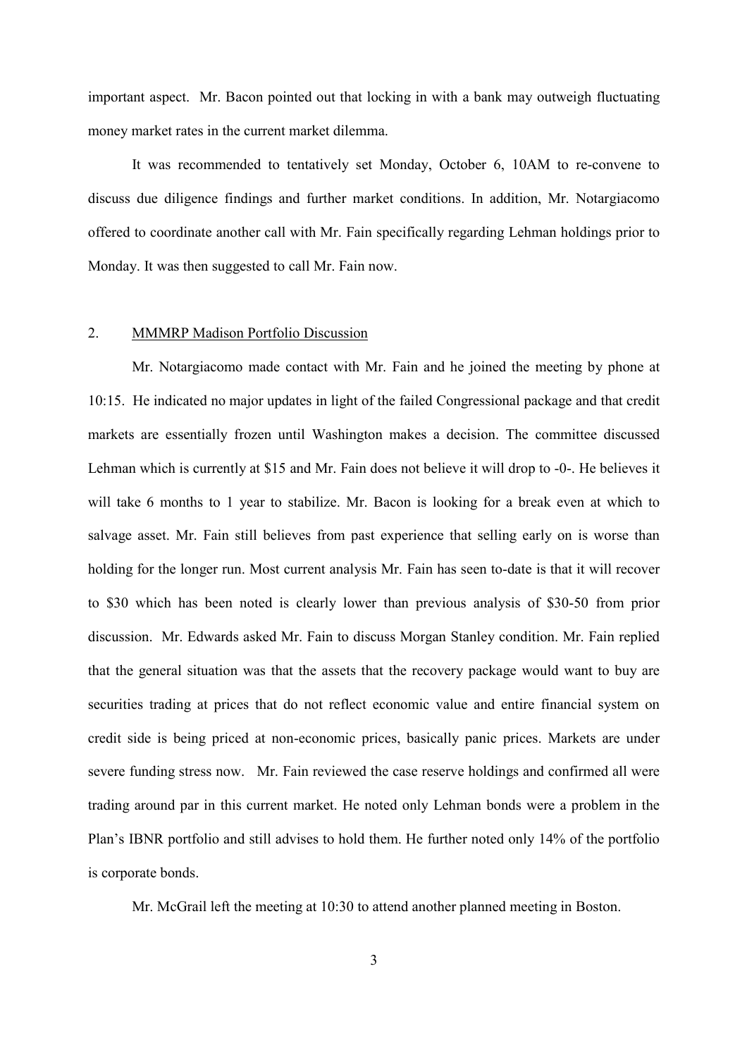important aspect. Mr. Bacon pointed out that locking in with a bank may outweigh fluctuating money market rates in the current market dilemma.

It was recommended to tentatively set Monday, October 6, 10AM to re-convene to discuss due diligence findings and further market conditions. In addition, Mr. Notargiacomo offered to coordinate another call with Mr. Fain specifically regarding Lehman holdings prior to Monday. It was then suggested to call Mr. Fain now.

2. <u>MMMRP Madison Portfolio Discussion</u>

Mr. Notargiacomo made contact with Mr. Fain and he joined the meeting by phone at 10:15. He indicated no major updates in light of the failed Congressional package and that credit markets are essentially frozen until Washington makes a decision. The committee discussed Lehman which is currently at $15 and Mr. Fain does not believe it will drop to -0-. He believes it will take 6 months to 1 year to stabilize. Mr. Bacon is looking for a break even at which to salvage asset. Mr. Fain still believes from past experience that selling early on is worse than holding for the longer run. Most current analysis Mr. Fain has seen to-date is that it will recover to $30 which has been noted is clearly lower than previous analysis of $30-50 from prior discussion. Mr. Edwards asked Mr. Fain to discuss Morgan Stanley condition. Mr. Fain replied that the general situation was that the assets that the recovery package would want to buy are securities trading at prices that do not reflect economic value and entire financial system on credit side is being priced at non-economic prices, basically panic prices. Markets are under severe funding stress now. Mr. Fain reviewed the case reserve holdings and confirmed all were trading around par in this current market. He noted only Lehman bonds were a problem in the Plan's IBNR portfolio and still advises to hold them. He further noted only 14% of the portfolio is corporate bonds.

Mr. McGrail left the meeting at 10:30 to attend another planned meeting in Boston.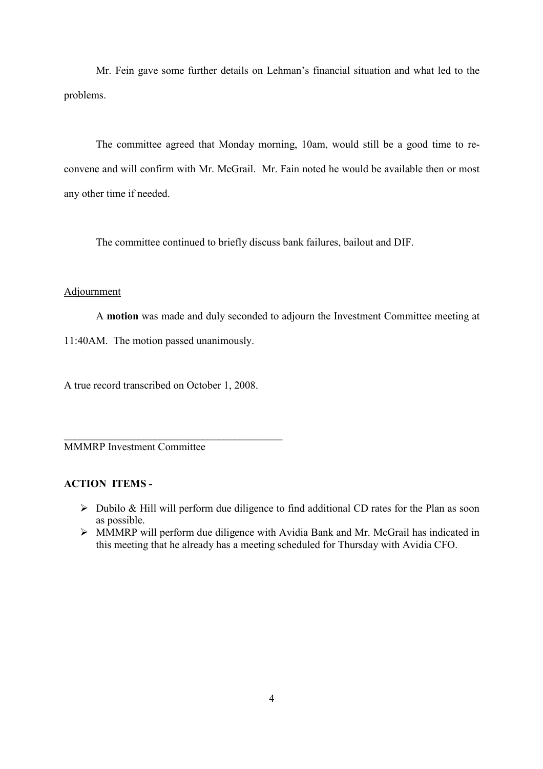Mr. Fein gave some further details on Lehman's financial situation and what led to the problems.

The committee agreed that Monday morning, 10am, would still be a good time to re-convene and will confirm with Mr. McGrail. Mr. Fain noted he would be available then or most any other time if needed.

The committee continued to briefly discuss bank failures, bailout and DIF.

Adjournment

A **motion** was made and duly seconded to adjourn the Investment Committee meeting at 11:40AM. The motion passed unanimously.

A true record transcribed on October 1, 2008.

\_\_\_\_\_\_\_\_\_\_\_\_\_\_\_\_\_\_\_\_\_\_\_\_\_\_\_\_\_\_\_\_\_\_\_\_\_\_\_\_

MMMRP Investment Committee

**ACTION ITEMS -**

- Dubilo & Hill will perform due diligence to find additional CD rates for the Plan as soon as possible.
- MMMRP will perform due diligence with Avidia Bank and Mr. McGrail has indicated in this meeting that he already has a meeting scheduled for Thursday with Avidia CFO.